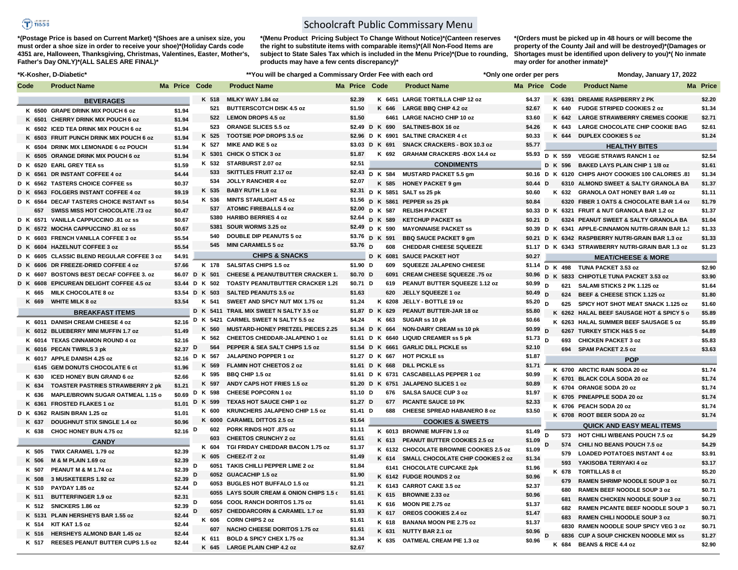# Schoolcraft Public Commissary Menu

*(Postage Price is based on Current Market) *(Shoes are a unisex size, you must order a shoe size in order to receive your shoe)*(Holiday Cards code 4351 are, Halloween, Thanksgiving, Christmas, Valentines, Easter, Mother's, Father's Day ONLY)*(ALL SALES ARE FINAL)*

*(Menu Product Pricing Subject To Change Without Notice)*(Canteen reserves the right to substitute items with comparable items)*(All Non-Food Items are subject to State Sales Tax which is included in the Menu Price)*(Due to rounding, products may have a few cents discrepancy)*

*(Orders must be picked up in 48 hours or will become the property of the County Jail and will be destroyed)*(Damages or Shortages must be identified upon delivery to you)*( No inmate may order for another inmate)*

*K-Kosher, D-Diabetic* — **You will be charged a Commissary Order Fee with each ord — *Only one order per pers — Monday, January 17, 2022

| Ma | Code | Product Name | Price |
|---|---|---|---|
| | | **BEVERAGES** | |
| K | 6500 | GRAPE DRINK MIX POUCH 6 oz | $1.94 |
| K | 6501 | CHERRY DRINK MIX POUCH 6 oz | $1.94 |
| K | 6502 | ICED TEA DRINK MIX POUCH 6 oz | $1.94 |
| K | 6503 | FRUIT PUNCH DRINK MIX POUCH 6 oz | $1.94 |
| K | 6504 | DRINK MIX LEMONADE 6 oz POUCH | $1.94 |
| K | 6505 | ORANGE DRINK MIX POUCH 6 oz | $1.94 |
| D K | 6520 | EARL GREY TEA ss | $1.59 |
| D K | 6561 | DR INSTANT COFFEE 4 oz | $4.44 |
| D K | 6562 | TASTERS CHOICE COFFEE ss | $0.37 |
| D K | 6563 | FOLGERS INSTANT COFFEE 4 oz | $9.19 |
| D K | 6564 | DECAF TASTERS CHOICE INSTANT ss | $0.54 |
| | 657 | SWISS MISS HOT CHOCOLATE .73 oz | $0.47 |
| D K | 6571 | VANILLA CAPPUCCINO .81 oz ss | $0.67 |
| D K | 6572 | MOCHA CAPPUCCINO .81 oz ss | $0.67 |
| D K | 6603 | FRENCH VANILLA COFFEE 3 oz | $5.54 |
| D K | 6604 | HAZELNUT COFFEE 3 oz | $5.54 |
| D K | 6605 | CLASSIC BLEND REGULAR COFFEE 3 oz | $4.91 |
| D K | 6606 | DR FREEZE-DRIED COFFEE 4 oz | $7.66 |
| D K | 6607 | BOSTONS BEST DECAF COFFEE 3. oz | $6.07 |
| D K | 6608 | EPICUREAN DELIGHT COFFEE 4.5 oz | $3.44 |
| K | 665 | MILK CHOCOLATE 8 oz | $3.54 |
| K | 669 | WHITE MILK 8 oz | $3.54 |
| | | **BREAKFAST ITEMS** | |
| K | 6011 | DANISH CREAM CHEESE 4 oz | $2.16 |
| K | 6012 | BLUEBERRY MINI MUFFIN 1.7 oz | $1.49 |
| K | 6014 | TEXAS CINNAMON ROUND 4 oz | $2.16 |
| K | 6016 | PECAN TWIRLS 3 pk | $2.37 |
| K | 6017 | APPLE DANISH 4.25 oz | $2.16 |
| | 6145 | GEM DONUTS CHOCOLATE 6 ct | $1.96 |
| K | 630 | ICED HONEY BUN GRAND 6 oz | $2.66 |
| K | 634 | TOASTER PASTRIES STRAWBERRY 2 pk | $1.21 |
| K | 636 | MAPLE/BROWN SUGAR OATMEAL 1.15 o | $0.69 |
| K | 6361 | FROSTED FLAKES 1 oz | $1.01 |
| D K | 6362 | RAISIN BRAN 1.25 oz | $1.01 |
| K | 637 | DOUGHNUT STIX SINGLE 1.4 oz | $0.96 |
| K | 638 | CHOC HONEY BUN 4.75 oz | $2.16 |
| | | **CANDY** | |
| K | 505 | TWIX CARAMEL 1.79 oz | $2.39 |
| K | 506 | M & M PLAIN 1.69 oz | $2.39 |
| K | 507 | PEANUT M & M 1.74 oz | $2.39 |
| K | 508 | 3 MUSKETEERS 1.92 oz | $2.39 |
| K | 510 | PAYDAY 1.85 oz | $2.44 |
| K | 511 | BUTTERFINGER 1.9 oz | $2.31 |
| K | 512 | SNICKERS 1.86 oz | $2.39 |
| K | 5131 | PLAIN HERSHEYS BAR 1.55 oz | $2.44 |
| K | 514 | KIT KAT 1.5 oz | $2.44 |
| K | 516 | HERSHEYS ALMOND BAR 1.45 oz | $2.44 |
| K | 517 | REESES PEANUT BUTTER CUPS 1.5 oz | $2.44 |
| K | 518 | MILKY WAY 1.84 oz | $2.39 |
| | 521 | BUTTERSCOTCH DISK 4.5 oz | $1.50 |
| | 522 | LEMON DROPS 4.5 oz | $1.50 |
| | 523 | ORANGE SLICES 5.5 oz | $2.49 |
| K | 525 | TOOTSIE POP DROPS 3.5 oz | $2.96 |
| K | 527 | MIKE AND IKE 5 oz | $3.03 |
| K | 5301 | CHICK O STICK 3 oz | $1.87 |
| K | 532 | STARBURST 2.07 oz | $2.51 |
| | 533 | SKITTLES FRUIT 2.17 oz | $2.43 |
| | 534 | JOLLY RANCHER 4 oz | $2.07 |
| K | 535 | BABY RUTH 1.9 oz | $2.31 |
| K | 536 | MINTS STARLIGHT 4.5 oz | $1.56 |
| | 537 | ATOMIC FIREBALLS 4 oz | $2.00 |
| | 5380 | HARIBO BERRIES 4 oz | $2.64 |
| | 5381 | SOUR WORMS 3.25 oz | $2.49 |
| | 540 | DOUBLE DIP PEANUTS 5 oz | $3.76 |
| | 545 | MINI CARAMELS 5 oz | $3.76 |
| | | **CHIPS & SNACKS** | |
| K | 178 | SALSITAS CHIPS 1.5 oz | $1.90 |
| D K | 501 | CHEESE & PEANUTBUTTER CRACKER 1. | $0.70 |
| D K | 502 | TOASTY PEANUTBUTTER CRACKER 1.29 | $0.71 |
| D K | 503 | SALTED PEANUTS 3.5 oz | $1.63 |
| K | 541 | SWEET AND SPICY NUT MIX 1.75 oz | $1.24 |
| D K | 5411 | TRAIL MIX SWEET N SALTY 3.5 oz | $1.87 |
| D K | 5421 | CARMEL SWEET N SALTY 5.5 oz | $4.24 |
| K | 560 | MUSTARD-HONEY PRETZEL PIECES 2.25 | $1.34 |
| K | 562 | CHEETOS CHEDDAR-JALAPENO 1 oz | $1.61 |
| D | 564 | PEPPER & SEA SALT CHIPS 1.5 oz | $1.54 |
| D K | 567 | JALAPENO POPPER 1 oz | $1.27 |
| K | 569 | FLAMIN HOT CHEETOS 2 oz | $1.61 |
| K | 595 | BBQ CHIP 1.5 oz | $1.61 |
| K | 597 | ANDY CAPS HOT FRIES 1.5 oz | $1.20 |
| D K | 598 | CHEESE POPCORN 1 oz | $1.10 |
| D K | 599 | TEXAS HOT SAUCE CHIP 1 oz | $1.27 |
| K | 600 | KRUNCHERS JALAPENO CHIP 1.5 oz | $1.41 |
| K | 6000 | CARAMEL DITTOS 2.5 oz | $1.64 |
| D | 602 | PORK RINDS HOT .875 oz | $1.11 |
| | 603 | CHEETOS CRUNCHY 2 oz | $1.61 |
| K | 604 | TGI FRIDAY CHEDDAR BACON 1.75 oz | $1.37 |
| K | 605 | CHEEZ-IT 2 oz | $1.49 |
| D | 6051 | TAKIS CHILLI PEPPER LIME 2 oz | $1.84 |
| D | 6052 | GUACACHIP 1.5 oz | $1.90 |
| D | 6053 | BUGLES HOT BUFFALO 1.5 oz | $1.21 |
| | 6055 | LAYS SOUR CREAM & ONION CHIPS 1.5 c | $1.61 |
| D | 6056 | COOL RANCH DORITOS 1.75 oz | $1.61 |
| D | 6057 | CHEDDARCORN & CARAMEL 1.7 oz | $1.93 |
| K | 606 | CORN CHIPS 2 oz | $1.61 |
| | 607 | NACHO CHEESE DORITOS 1.75 oz | $1.61 |
| K | 611 | BOLD & SPICY CHEX 1.75 oz | $1.34 |
| K | 645 | LARGE PLAIN CHIP 4.2 oz | $2.67 |
| K | 6451 | LARGE TORTILLA CHIP 12 oz | $4.37 |
| K | 646 | LARGE BBQ CHIP 4.2 oz | $2.67 |
| | 6461 | LARGE NACHO CHIP 10 oz | $3.60 |
| D K | 690 | SALTINES-BOX 16 oz | $4.26 |
| D K | 6901 | SALTINE CRACKER 4 ct | $0.33 |
| D K | 691 | SNACK CRACKERS - BOX 10.3 oz | $5.77 |
| K | 692 | GRAHAM CRACKERS -BOX 14.4 oz | $5.93 |
| | | **CONDIMENTS** | |
| D K | 584 | MUSTARD PACKET 5.5 gm | $0.16 |
| K | 585 | HONEY PACKET 9 gm | $0.44 |
| D K | 5851 | SALT ss 25 pk | $0.60 |
| D K | 5861 | PEPPER ss 25 pk | $0.84 |
| D K | 587 | RELISH PACKET | $0.33 |
| D K | 589 | KETCHUP PACKET ss | $0.21 |
| D K | 590 | MAYONNAISE PACKET ss | $0.39 |
| D K | 591 | BBQ SAUCE PACKET 9 gm | $0.21 |
| D | 608 | CHEDDAR CHEESE SQUEEZE | $1.17 |
| D K | 6081 | SAUCE PACKET HOT | $0.27 |
| D | 609 | SQUEEZE JALAPENO CHEESE | $1.14 |
| D | 6091 | CREAM CHEESE SQUEEZE .75 oz | $0.96 |
| D | 619 | PEANUT BUTTER SQUEEZE 1.12 oz | $0.99 |
| | 620 | JELLY SQUEEZE 1 oz | $0.49 |
| K | 6208 | JELLY - BOTTLE 19 oz | $5.20 |
| D K | 629 | PEANUT BUTTER-JAR 18 oz | $5.80 |
| K | 663 | SUGAR ss 10 pk | $0.66 |
| D K | 664 | NON-DAIRY CREAM ss 10 pk | $0.99 |
| D K | 6640 | LIQUID CREAMER ss 5 pk | $1.73 |
| D K | 6661 | GARLIC DILL PICKLE ss | $2.10 |
| D K | 667 | HOT PICKLE ss | $1.87 |
| D K | 668 | DILL PICKLE ss | $1.71 |
| D K | 6731 | CASCABELLAS PEPPER 1 oz | $0.99 |
| D K | 6751 | JALAPENO SLICES 1 oz | $0.89 |
| D | 676 | SALSA SAUCE CUP 3 oz | $1.97 |
| D | 677 | PICANTE SAUCE 10 PK | $2.33 |
| D | 688 | CHEESE SPREAD HABANERO 8 oz | $3.50 |
| | | **COOKIES & SWEETS** | |
| K | 6013 | BROWNIE MUFFIN 1.9 oz | $1.49 |
| K | 613 | PEANUT BUTTER COOKIES 2.5 oz | $1.09 |
| K | 6132 | CHOCOLATE BROWNIE COOKIES 2.5 oz | $1.09 |
| K | 614 | SMALL CHOCOLATE CHIP COOKIES 2 oz | $1.34 |
| | 6141 | CHOCOLATE CUPCAKE 2pk | $1.96 |
| K | 6142 | FUDGE ROUNDS 2 oz | $0.96 |
| K | 6143 | CARROT CAKE 3.5 oz | $2.37 |
| K | 615 | BROWNIE 2.33 oz | $0.96 |
| K | 616 | MOON PIE 2.75 oz | $1.37 |
| K | 617 | OREOS COOKIES 2.4 oz | $1.47 |
| K | 618 | BANANA MOON PIE 2.75 oz | $1.37 |
| K | 631 | NUTTY BAR 2.1 oz | $0.96 |
| K | 635 | OATMEAL CREAM PIE 1.3 oz | $0.96 |
| K | 6391 | DREAMIE RASPBERRY 2 PK | $2.20 |
| K | 640 | FUDGE STRIPED COOKIES 2 oz | $1.34 |
| K | 642 | LARGE STRAWBERRY CREMES COOKIE | $2.71 |
| K | 643 | LARGE CHOCOLATE CHIP COOKIE BAG | $2.61 |
| K | 644 | DUPLEX COOKIES 5 oz | $1.24 |
| | | **HEALTHY BITES** | |
| D K | 559 | VEGGIE STRAWS RANCH 1 oz | $2.54 |
| D K | 596 | BAKED LAYS PLAIN CHIP 1 1/8 oz | $1.61 |
| D K | 6120 | CHIPS AHOY COOKIES 100 CALORIES .81 | $1.34 |
| D | 6310 | ALMOND SWEET & SALTY GRANOLA BA | $1.37 |
| K | 632 | GRANOLA OAT HONEY BAR 1.49 oz | $1.11 |
| | 6320 | FIBER 1 OATS & CHOCOLATE BAR 1.4 oz | $1.79 |
| D K | 6321 | FRUIT & NUT GRANOLA BAR 1.2 oz | $1.37 |
| D | 6324 | PEANUT SWEET & SALTY GRANOLA BA | $1.04 |
| D K | 6341 | APPLE-CINNAMON NUTRI-GRAIN BAR 1.3 | $1.33 |
| D K | 6342 | RASPBERRY NUTRI-GRAIN BAR 1.3 oz | $1.33 |
| D K | 6343 | STRAWBERRY NUTRI-GRAIN BAR 1.3 oz | $1.23 |
| | | **MEAT/CHEESE & MORE** | |
| D K | 498 | TUNA PACKET 3.53 oz | $2.90 |
| D K | 5833 | CHIPOTLE TUNA PACKET 3.53 oz | $3.90 |
| D | 621 | SALAMI STICKS 2 PK 1.125 oz | $1.64 |
| D | 624 | BEEF & CHEESE STICK 1.125 oz | $1.80 |
| D | 625 | SPICY HOT SHOT MEAT SNACK 1.125 oz | $1.60 |
| K | 6262 | HALAL BEEF SAUSAGE HOT & SPICY 5 o | $5.89 |
| K | 6263 | HALAL SUMMER BEEF SAUSAGE 5 oz | $5.89 |
| D | 6267 | TURKEY STICK H&S 5 oz | $4.89 |
| D | 693 | CHICKEN PACKET 3 oz | $5.83 |
| | 694 | SPAM PACKET 2.5 oz | $3.63 |
| | | **POP** | |
| K | 6700 | ARCTIC RAIN SODA 20 oz | $1.74 |
| K | 6701 | BLACK COLA SODA 20 oz | $1.74 |
| K | 6704 | ORANGE SODA 20 oz | $1.74 |
| K | 6705 | PINEAPPLE SODA 20 oz | $1.74 |
| K | 6706 | PEACH SODA 20 oz | $1.74 |
| K | 6708 | ROOT BEER SODA 20 oz | $1.74 |
| | | **QUICK AND EASY MEAL ITEMS** | |
| D | 573 | HOT CHILI W/BEANS POUCH 7.5 oz | $4.29 |
| D | 574 | CHILI NO BEANS POUCH 7.5 oz | $4.29 |
| | 579 | LOADED POTATOES INSTANT 4 oz | $3.91 |
| | 593 | YAKISOBA TERIYAKI 4 oz | $3.17 |
| K | 678 | TORTILLAS 8 ct | $5.20 |
| | 679 | RAMEN SHRIMP NOODLE SOUP 3 oz | $0.71 |
| | 680 | RAMEN BEEF NOODLE SOUP 3 oz | $0.71 |
| | 681 | RAMEN CHICKEN NOODLE SOUP 3 oz | $0.71 |
| | 682 | RAMEN PICANTE BEEF NOODLE SOUP 3 | $0.71 |
| | 683 | RAMEN CHILI NOODLE SOUP 3 oz | $0.71 |
| | 6830 | RAMEN NOODLE SOUP SPICY VEG 3 oz | $0.71 |
| D | 6836 | CUP A SOUP CHICKEN NOODLE MIX ss | $1.27 |
| K | 684 | BEANS & RICE 4.4 oz | $2.90 |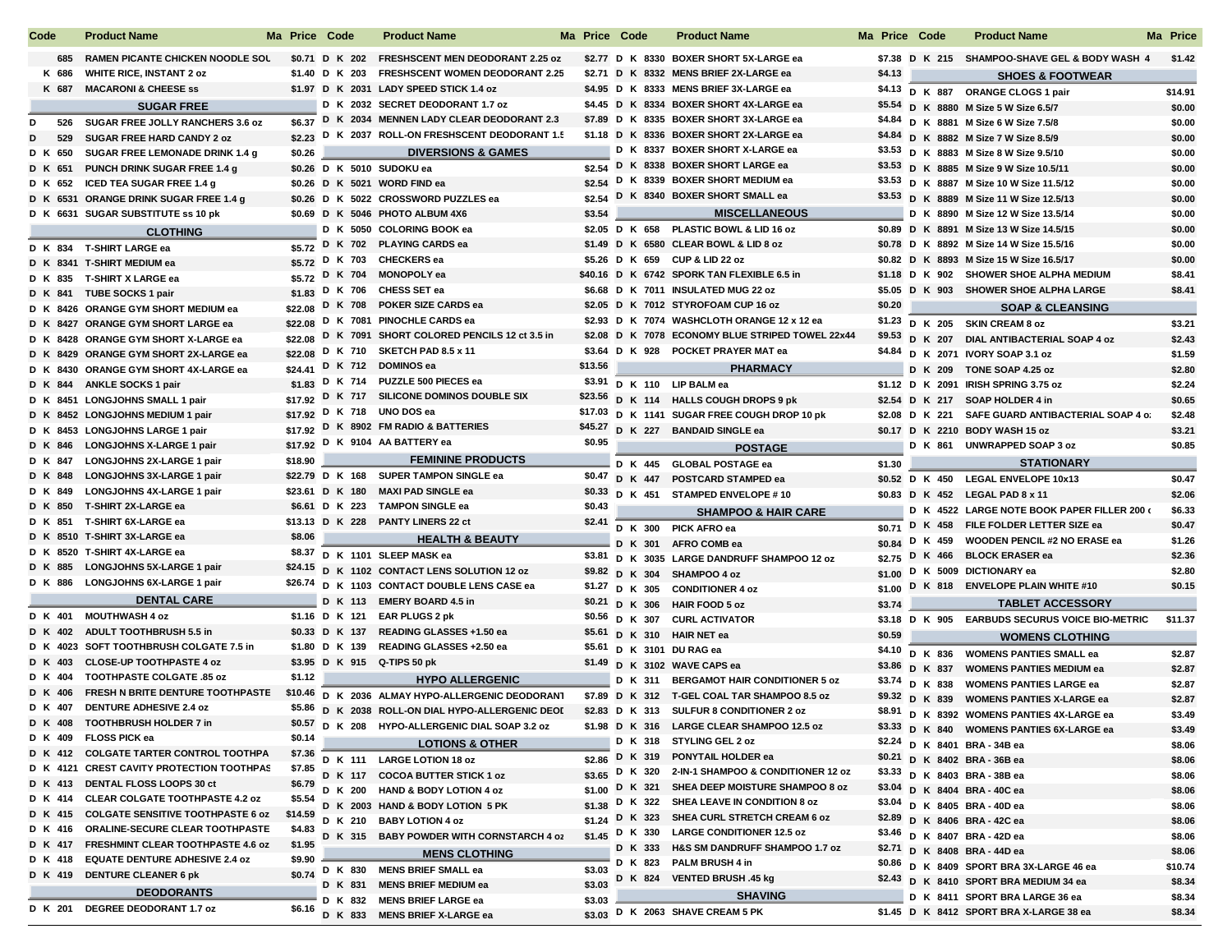| Code | Product Name | Ma | Price |
|---|---|---|---|
| 685 | RAMEN PICANTE CHICKEN NOODLE SOU | | $0.71 |
| K 686 | WHITE RICE, INSTANT 2 oz | | $1.40 |
| K 687 | MACARONI & CHEESE ss | | $1.97 |

## SUGAR FREE

| Code | Product Name | Ma | Price |
|---|---|---|---|
| D 526 | SUGAR FREE JOLLY RANCHERS 3.6 oz | | $6.37 |
| D 529 | SUGAR FREE HARD CANDY 2 oz | | $2.23 |
| D K 650 | SUGAR FREE LEMONADE DRINK 1.4 g | | $0.26 |
| D K 651 | PUNCH DRINK SUGAR FREE 1.4 g | | $0.26 |
| D K 652 | ICED TEA SUGAR FREE 1.4 g | | $0.26 |
| D K 6531 | ORANGE DRINK SUGAR FREE 1.4 g | | $0.26 |
| D K 6631 | SUGAR SUBSTITUTE ss 10 pk | | $0.69 |

## CLOTHING

| Code | Product Name | Ma | Price |
|---|---|---|---|
| D K 834 | T-SHIRT LARGE ea | | $5.72 |
| D K 8341 | T-SHIRT MEDIUM ea | | $5.72 |
| D K 835 | T-SHIRT X LARGE ea | | $5.72 |
| D K 841 | TUBE SOCKS 1 pair | | $1.83 |
| D K 8426 | ORANGE GYM SHORT MEDIUM ea | | $22.08 |
| D K 8427 | ORANGE GYM SHORT LARGE ea | | $22.08 |
| D K 8428 | ORANGE GYM SHORT X-LARGE ea | | $22.08 |
| D K 8429 | ORANGE GYM SHORT 2X-LARGE ea | | $22.08 |
| D K 8430 | ORANGE GYM SHORT 4X-LARGE ea | | $24.41 |
| D K 844 | ANKLE SOCKS 1 pair | | $1.83 |
| D K 8451 | LONGJOHNS SMALL 1 pair | | $17.92 |
| D K 8452 | LONGJOHNS MEDIUM 1 pair | | $17.92 |
| D K 8453 | LONGJOHNS LARGE 1 pair | | $17.92 |
| D K 846 | LONGJOHNS X-LARGE 1 pair | | $17.92 |
| D K 847 | LONGJOHNS 2X-LARGE 1 pair | | $18.90 |
| D K 848 | LONGJOHNS 3X-LARGE 1 pair | | $22.79 |
| D K 849 | LONGJOHNS 4X-LARGE 1 pair | | $23.61 |
| D K 850 | T-SHIRT 2X-LARGE ea | | $6.61 |
| D K 851 | T-SHIRT 6X-LARGE ea | | $13.13 |
| D K 8510 | T-SHIRT 3X-LARGE ea | | $8.06 |
| D K 8520 | T-SHIRT 4X-LARGE ea | | $8.37 |
| D K 885 | LONGJOHNS 5X-LARGE 1 pair | | $24.15 |
| D K 886 | LONGJOHNS 6X-LARGE 1 pair | | $26.74 |

## DENTAL CARE

| Code | Product Name | Ma | Price |
|---|---|---|---|
| D K 401 | MOUTHWASH 4 oz | | $1.16 |
| D K 402 | ADULT TOOTHBRUSH 5.5 in | | $0.33 |
| D K 4023 | SOFT TOOTHBRUSH COLGATE 7.5 in | | $1.80 |
| D K 403 | CLOSE-UP TOOTHPASTE 4 oz | | $3.95 |
| D K 404 | TOOTHPASTE COLGATE .85 oz | | $1.12 |
| D K 406 | FRESH N BRITE DENTURE TOOTHPASTE | | $10.46 |
| D K 407 | DENTURE ADHESIVE 2.4 oz | | $5.86 |
| D K 408 | TOOTHBRUSH HOLDER 7 in | | $0.57 |
| D K 409 | FLOSS PICK ea | | $0.14 |
| D K 412 | COLGATE TARTER CONTROL TOOTHPA | | $7.36 |
| D K 4121 | CREST CAVITY PROTECTION TOOTHPAS | | $7.85 |
| D K 413 | DENTAL FLOSS LOOPS 30 ct | | $6.79 |
| D K 414 | CLEAR COLGATE TOOTHPASTE 4.2 oz | | $5.54 |
| D K 415 | COLGATE SENSITIVE TOOTHPASTE 6 oz | | $14.59 |
| D K 416 | ORALINE-SECURE CLEAR TOOTHPASTE | | $4.83 |
| D K 417 | FRESHMINT CLEAR TOOTHPASTE 4.6 oz | | $1.95 |
| D K 418 | EQUATE DENTURE ADHESIVE 2.4 oz | | $9.90 |
| D K 419 | DENTURE CLEANER 6 pk | | $0.74 |

## DEODORANTS

| Code | Product Name | Ma | Price |
|---|---|---|---|
| D K 201 | DEGREE DEODORANT 1.7 oz | | $6.16 |
| D K 202 | FRESHSCENT MEN DEODORANT 2.25 oz | | $2.77 |
| D K 203 | FRESHSCENT WOMEN DEODORANT 2.25 | | $2.71 |
| D K 2031 | LADY SPEED STICK 1.4 oz | | $4.95 |
| D K 2032 | SECRET DEODORANT 1.7 oz | | $4.45 |
| D K 2034 | MENNEN LADY CLEAR DEODORANT 2.3 | | $7.89 |
| D K 2037 | ROLL-ON FRESHSCENT DEODORANT 1.5 | | $1.18 |

## DIVERSIONS & GAMES

| Code | Product Name | Ma | Price |
|---|---|---|---|
| D K 5010 | SUDOKU ea | | $2.54 |
| D K 5021 | WORD FIND ea | | $2.54 |
| D K 5022 | CROSSWORD PUZZLES ea | | $2.54 |
| D K 5046 | PHOTO ALBUM 4X6 | | $3.54 |
| D K 5050 | COLORING BOOK ea | | $2.05 |
| D K 702 | PLAYING CARDS ea | | $1.49 |
| D K 703 | CHECKERS ea | | $5.26 |
| D K 704 | MONOPOLY ea | | $40.16 |
| D K 706 | CHESS SET ea | | $6.68 |
| D K 708 | POKER SIZE CARDS ea | | $2.05 |
| D K 7081 | PINOCHLE CARDS ea | | $2.93 |
| D K 7091 | SHORT COLORED PENCILS 12 ct 3.5 in | | $2.08 |
| D K 710 | SKETCH PAD 8.5 x 11 | | $3.64 |
| D K 712 | DOMINOS ea | | $13.56 |
| D K 714 | PUZZLE 500 PIECES ea | | $3.91 |
| D K 717 | SILICONE DOMINOS DOUBLE SIX | | $23.56 |
| D K 718 | UNO DOS ea | | $17.03 |
| D K 8902 | FM RADIO & BATTERIES | | $45.27 |
| D K 9104 | AA BATTERY ea | | $0.95 |

## FEMININE PRODUCTS

| Code | Product Name | Ma | Price |
|---|---|---|---|
| D K 168 | SUPER TAMPON SINGLE ea | | $0.47 |
| D K 180 | MAXI PAD SINGLE ea | | $0.33 |
| D K 223 | TAMPON SINGLE ea | | $0.43 |
| D K 228 | PANTY LINERS 22 ct | | $2.41 |

## HEALTH & BEAUTY

| Code | Product Name | Ma | Price |
|---|---|---|---|
| D K 1101 | SLEEP MASK ea | | $3.81 |
| D K 1102 | CONTACT LENS SOLUTION 12 oz | | $9.82 |
| D K 1103 | CONTACT DOUBLE LENS CASE ea | | $1.27 |
| D K 113 | EMERY BOARD 4.5 in | | $0.21 |
| D K 121 | EAR PLUGS 2 pk | | $0.56 |
| D K 137 | READING GLASSES +1.50 ea | | $5.61 |
| D K 139 | READING GLASSES +2.50 ea | | $5.61 |
| D K 915 | Q-TIPS 50 pk | | $1.49 |

## HYPO ALLERGENIC

| Code | Product Name | Ma | Price |
|---|---|---|---|
| D K 2036 | ALMAY HYPO-ALLERGENIC DEODORANT | | $7.89 |
| D K 2038 | ROLL-ON DIAL HYPO-ALLERGENIC DEOD | | $2.83 |
| D K 208 | HYPO-ALLERGENIC DIAL SOAP 3.2 oz | | $1.98 |

## LOTIONS & OTHER

| Code | Product Name | Ma | Price |
|---|---|---|---|
| D K 111 | LARGE LOTION 18 oz | | $2.86 |
| D K 117 | COCOA BUTTER STICK 1 oz | | $3.65 |
| D K 200 | HAND & BODY LOTION 4 oz | | $1.00 |
| D K 2003 | HAND & BODY LOTION 5 PK | | $1.38 |
| D K 210 | BABY LOTION 4 oz | | $1.24 |
| D K 315 | BABY POWDER WITH CORNSTARCH 4 oz | | $1.45 |

## MENS CLOTHING

| Code | Product Name | Ma | Price |
|---|---|---|---|
| D K 830 | MENS BRIEF SMALL ea | | $3.03 |
| D K 831 | MENS BRIEF MEDIUM ea | | $3.03 |
| D K 832 | MENS BRIEF LARGE ea | | $3.03 |
| D K 833 | MENS BRIEF X-LARGE ea | | $3.03 |
| D K 8330 | BOXER SHORT 5X-LARGE ea | | $7.38 |
| D K 8332 | MENS BRIEF 2X-LARGE ea | | $4.13 |
| D K 8333 | MENS BRIEF 3X-LARGE ea | | $4.13 |
| D K 8334 | BOXER SHORT 4X-LARGE ea | | $5.54 |
| D K 8335 | BOXER SHORT 3X-LARGE ea | | $4.84 |
| D K 8336 | BOXER SHORT 2X-LARGE ea | | $4.84 |
| D K 8337 | BOXER SHORT X-LARGE ea | | $3.53 |
| D K 8338 | BOXER SHORT LARGE ea | | $3.53 |
| D K 8339 | BOXER SHORT MEDIUM ea | | $3.53 |
| D K 8340 | BOXER SHORT SMALL ea | | $3.53 |

## MISCELLANEOUS

| Code | Product Name | Ma | Price |
|---|---|---|---|
| D K 658 | PLASTIC BOWL & LID 16 oz | | $0.89 |
| D K 6580 | CLEAR BOWL & LID 8 oz | | $0.78 |
| D K 659 | CUP & LID 22 oz | | $0.82 |
| D K 6742 | SPORK TAN FLEXIBLE 6.5 in | | $1.18 |
| D K 7011 | INSULATED MUG 22 oz | | $5.05 |
| D K 7012 | STYROFOAM CUP 16 oz | | $0.20 |
| D K 7074 | WASHCLOTH ORANGE 12 x 12 ea | | $1.23 |
| D K 7078 | ECONOMY BLUE STRIPED TOWEL 22x44 | | $9.53 |
| D K 928 | POCKET PRAYER MAT ea | | $4.84 |

## PHARMACY

| Code | Product Name | Ma | Price |
|---|---|---|---|
| D K 110 | LIP BALM ea | | $1.12 |
| D K 114 | HALLS COUGH DROPS 9 pk | | $2.54 |
| D K 1141 | SUGAR FREE COUGH DROP 10 pk | | $2.08 |
| D K 227 | BANDAID SINGLE ea | | $0.17 |

## POSTAGE

| Code | Product Name | Ma | Price |
|---|---|---|---|
| D K 445 | GLOBAL POSTAGE ea | | $1.30 |
| D K 447 | POSTCARD STAMPED ea | | $0.52 |
| D K 451 | STAMPED ENVELOPE # 10 | | $0.83 |

## SHAMPOO & HAIR CARE

| Code | Product Name | Ma | Price |
|---|---|---|---|
| D K 300 | PICK AFRO ea | | $0.71 |
| D K 301 | AFRO COMB ea | | $0.84 |
| D K 3035 | LARGE DANDRUFF SHAMPOO 12 oz | | $2.75 |
| D K 304 | SHAMPOO 4 oz | | $1.00 |
| D K 305 | CONDITIONER 4 oz | | $1.00 |
| D K 306 | HAIR FOOD 5 oz | | $3.74 |
| D K 307 | CURL ACTIVATOR | | $3.18 |
| D K 310 | HAIR NET ea | | $0.59 |
| D K 3101 | DU RAG ea | | $4.10 |
| D K 3102 | WAVE CAPS ea | | $3.86 |
| D K 311 | BERGAMOT HAIR CONDITIONER 5 oz | | $3.74 |
| D K 312 | T-GEL COAL TAR SHAMPOO 8.5 oz | | $9.32 |
| D K 313 | SULFUR 8 CONDITIONER 2 oz | | $8.91 |
| D K 316 | LARGE CLEAR SHAMPOO 12.5 oz | | $3.33 |
| D K 318 | STYLING GEL 2 oz | | $2.24 |
| D K 319 | PONYTAIL HOLDER ea | | $0.21 |
| D K 320 | 2-IN-1 SHAMPOO & CONDITIONER 12 oz | | $3.33 |
| D K 321 | SHEA DEEP MOISTURE SHAMPOO 8 oz | | $3.04 |
| D K 322 | SHEA LEAVE IN CONDITION 8 oz | | $3.04 |
| D K 323 | SHEA CURL STRETCH CREAM 6 oz | | $2.89 |
| D K 330 | LARGE CONDITIONER 12.5 oz | | $3.46 |
| D K 333 | H&S SM DANDRUFF SHAMPOO 1.7 oz | | $2.71 |
| D K 823 | PALM BRUSH 4 in | | $0.86 |
| D K 824 | VENTED BRUSH .45 kg | | $2.43 |

## SHAVING

| Code | Product Name | Ma | Price |
|---|---|---|---|
| D K 2063 | SHAVE CREAM 5 PK | | $1.45 |
| D K 215 | SHAMPOO-SHAVE GEL & BODY WASH 4 | | $1.42 |

## SHOES & FOOTWEAR

| Code | Product Name | Ma | Price |
|---|---|---|---|
| D K 887 | ORANGE CLOGS 1 pair | | $14.91 |
| D K 8880 | M Size 5 W Size 6.5/7 | | $0.00 |
| D K 8881 | M Size 6 W Size 7.5/8 | | $0.00 |
| D K 8882 | M Size 7 W Size 8.5/9 | | $0.00 |
| D K 8883 | M Size 8 W Size 9.5/10 | | $0.00 |
| D K 8885 | M Size 9 W Size 10.5/11 | | $0.00 |
| D K 8887 | M Size 10 W Size 11.5/12 | | $0.00 |
| D K 8889 | M Size 11 W Size 12.5/13 | | $0.00 |
| D K 8890 | M Size 12 W Size 13.5/14 | | $0.00 |
| D K 8891 | M Size 13 W Size 14.5/15 | | $0.00 |
| D K 8892 | M Size 14 W Size 15.5/16 | | $0.00 |
| D K 8893 | M Size 15 W Size 16.5/17 | | $0.00 |
| D K 902 | SHOWER SHOE ALPHA MEDIUM | | $8.41 |
| D K 903 | SHOWER SHOE ALPHA LARGE | | $8.41 |

## SOAP & CLEANSING

| Code | Product Name | Ma | Price |
|---|---|---|---|
| D K 205 | SKIN CREAM 8 oz | | $3.21 |
| D K 207 | DIAL ANTIBACTERIAL SOAP 4 oz | | $2.43 |
| D K 2071 | IVORY SOAP 3.1 oz | | $1.59 |
| D K 209 | TONE SOAP 4.25 oz | | $2.80 |
| D K 2091 | IRISH SPRING 3.75 oz | | $2.24 |
| D K 217 | SOAP HOLDER 4 in | | $0.65 |
| D K 221 | SAFE GUARD ANTIBACTERIAL SOAP 4 oz | | $2.48 |
| D K 2210 | BODY WASH 15 oz | | $3.21 |
| D K 861 | UNWRAPPED SOAP 3 oz | | $0.85 |

## STATIONARY

| Code | Product Name | Ma | Price |
|---|---|---|---|
| D K 450 | LEGAL ENVELOPE 10x13 | | $0.47 |
| D K 452 | LEGAL PAD 8 x 11 | | $2.06 |
| D K 4522 | LARGE NOTE BOOK PAPER FILLER 200 c | | $6.33 |
| D K 458 | FILE FOLDER LETTER SIZE ea | | $0.47 |
| D K 459 | WOODEN PENCIL #2 NO ERASE ea | | $1.26 |
| D K 466 | BLOCK ERASER ea | | $2.36 |
| D K 5009 | DICTIONARY ea | | $2.80 |
| D K 818 | ENVELOPE PLAIN WHITE #10 | | $0.15 |

## TABLET ACCESSORY

| Code | Product Name | Ma | Price |
|---|---|---|---|
| D K 905 | EARBUDS SECURUS VOICE BIO-METRIC | | $11.37 |

## WOMENS CLOTHING

| Code | Product Name | Ma | Price |
|---|---|---|---|
| D K 836 | WOMENS PANTIES SMALL ea | | $2.87 |
| D K 837 | WOMENS PANTIES MEDIUM ea | | $2.87 |
| D K 838 | WOMENS PANTIES LARGE ea | | $2.87 |
| D K 839 | WOMENS PANTIES X-LARGE ea | | $2.87 |
| D K 8392 | WOMENS PANTIES 4X-LARGE ea | | $3.49 |
| D K 840 | WOMENS PANTIES 6X-LARGE ea | | $3.49 |
| D K 8401 | BRA - 34B ea | | $8.06 |
| D K 8402 | BRA - 36B ea | | $8.06 |
| D K 8403 | BRA - 38B ea | | $8.06 |
| D K 8404 | BRA - 40C ea | | $8.06 |
| D K 8405 | BRA - 40D ea | | $8.06 |
| D K 8406 | BRA - 42C ea | | $8.06 |
| D K 8407 | BRA - 42D ea | | $8.06 |
| D K 8408 | BRA - 44D ea | | $8.06 |
| D K 8409 | SPORT BRA 3X-LARGE 46 ea | | $10.74 |
| D K 8410 | SPORT BRA MEDIUM 34 ea | | $8.34 |
| D K 8411 | SPORT BRA LARGE 36 ea | | $8.34 |
| D K 8412 | SPORT BRA X-LARGE 38 ea | | $8.34 |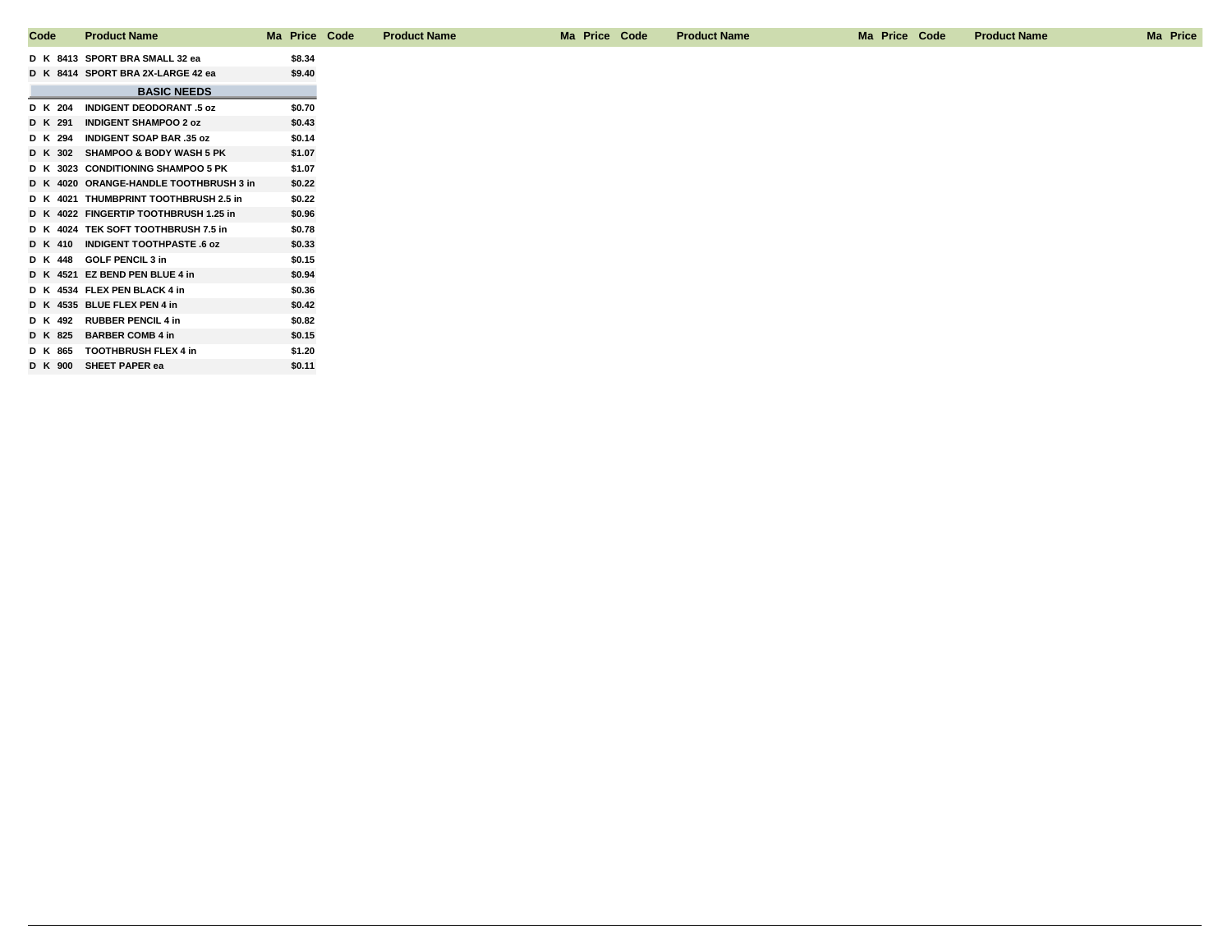| Code | | | Product Name | Ma | Price |
|---|---|---|---|---|---|
| D | K | 8413 | SPORT BRA SMALL 32 ea | | $8.34 |
| D | K | 8414 | SPORT BRA 2X-LARGE 42 ea | | $9.40 |
| | | | **BASIC NEEDS** | | |
| D | K | 204 | INDIGENT DEODORANT .5 oz | | $0.70 |
| D | K | 291 | INDIGENT SHAMPOO 2 oz | | $0.43 |
| D | K | 294 | INDIGENT SOAP BAR .35 oz | | $0.14 |
| D | K | 302 | SHAMPOO & BODY WASH 5 PK | | $1.07 |
| D | K | 3023 | CONDITIONING SHAMPOO 5 PK | | $1.07 |
| D | K | 4020 | ORANGE-HANDLE TOOTHBRUSH 3 in | | $0.22 |
| D | K | 4021 | THUMBPRINT TOOTHBRUSH 2.5 in | | $0.22 |
| D | K | 4022 | FINGERTIP TOOTHBRUSH 1.25 in | | $0.96 |
| D | K | 4024 | TEK SOFT TOOTHBRUSH 7.5 in | | $0.78 |
| D | K | 410 | INDIGENT TOOTHPASTE .6 oz | | $0.33 |
| D | K | 448 | GOLF PENCIL 3 in | | $0.15 |
| D | K | 4521 | EZ BEND PEN BLUE 4 in | | $0.94 |
| D | K | 4534 | FLEX PEN BLACK 4 in | | $0.36 |
| D | K | 4535 | BLUE FLEX PEN 4 in | | $0.42 |
| D | K | 492 | RUBBER PENCIL 4 in | | $0.82 |
| D | K | 825 | BARBER COMB 4 in | | $0.15 |
| D | K | 865 | TOOTHBRUSH FLEX 4 in | | $1.20 |
| D | K | 900 | SHEET PAPER ea | | $0.11 |